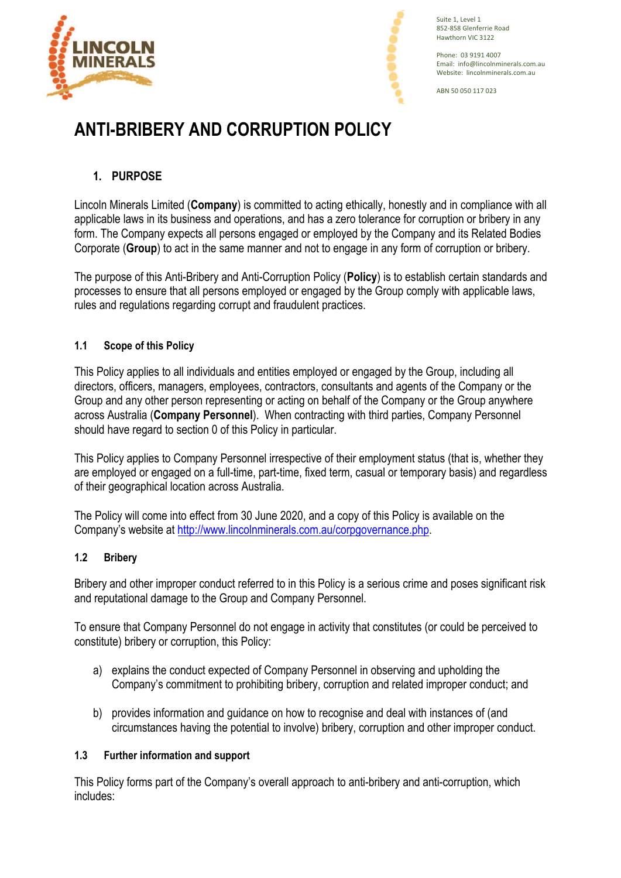Suite 1, Level 1
852-858 Glenferrie Road
Hawthorn VIC 3122

Phone: 03 9191 4007
Email: info@lincolnminerals.com.au
Website: lincolnminerals.com.au

ABN 50 050 117 023

# ANTI-BRIBERY AND CORRUPTION POLICY

## 1. PURPOSE

Lincoln Minerals Limited (**Company**) is committed to acting ethically, honestly and in compliance with all applicable laws in its business and operations, and has a zero tolerance for corruption or bribery in any form. The Company expects all persons engaged or employed by the Company and its Related Bodies Corporate (**Group**) to act in the same manner and not to engage in any form of corruption or bribery.

The purpose of this Anti-Bribery and Anti-Corruption Policy (**Policy**) is to establish certain standards and processes to ensure that all persons employed or engaged by the Group comply with applicable laws, rules and regulations regarding corrupt and fraudulent practices.

### 1.1 Scope of this Policy

This Policy applies to all individuals and entities employed or engaged by the Group, including all directors, officers, managers, employees, contractors, consultants and agents of the Company or the Group and any other person representing or acting on behalf of the Company or the Group anywhere across Australia (**Company Personnel**). When contracting with third parties, Company Personnel should have regard to section 0 of this Policy in particular.

This Policy applies to Company Personnel irrespective of their employment status (that is, whether they are employed or engaged on a full-time, part-time, fixed term, casual or temporary basis) and regardless of their geographical location across Australia.

The Policy will come into effect from 30 June 2020, and a copy of this Policy is available on the Company's website at http://www.lincolnminerals.com.au/corpgovernance.php.

### 1.2 Bribery

Bribery and other improper conduct referred to in this Policy is a serious crime and poses significant risk and reputational damage to the Group and Company Personnel.

To ensure that Company Personnel do not engage in activity that constitutes (or could be perceived to constitute) bribery or corruption, this Policy:

a) explains the conduct expected of Company Personnel in observing and upholding the Company's commitment to prohibiting bribery, corruption and related improper conduct; and

b) provides information and guidance on how to recognise and deal with instances of (and circumstances having the potential to involve) bribery, corruption and other improper conduct.

### 1.3 Further information and support

This Policy forms part of the Company's overall approach to anti-bribery and anti-corruption, which includes: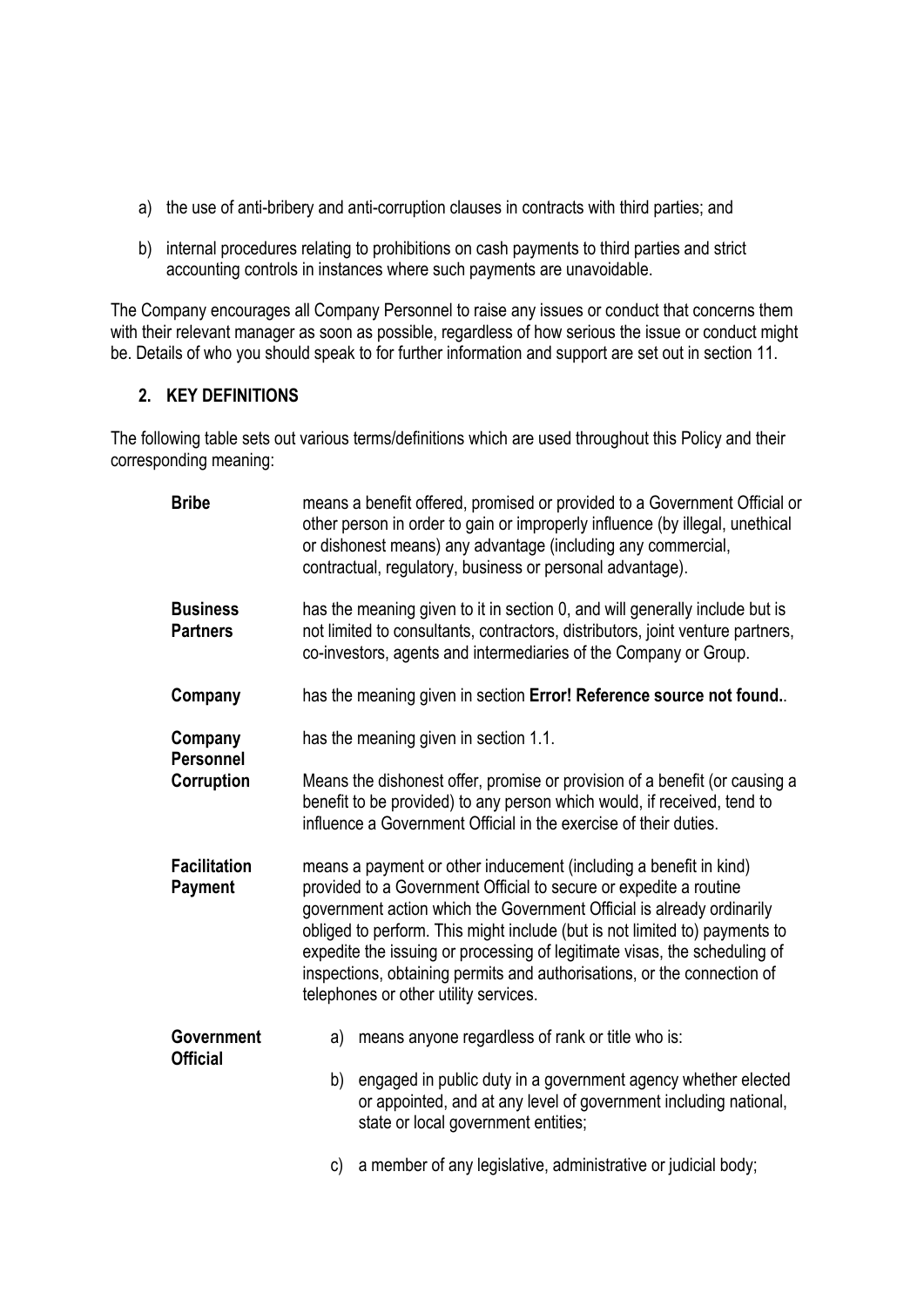a) the use of anti-bribery and anti-corruption clauses in contracts with third parties; and

b) internal procedures relating to prohibitions on cash payments to third parties and strict accounting controls in instances where such payments are unavoidable.

The Company encourages all Company Personnel to raise any issues or conduct that concerns them with their relevant manager as soon as possible, regardless of how serious the issue or conduct might be. Details of who you should speak to for further information and support are set out in section 11.

## 2. KEY DEFINITIONS

The following table sets out various terms/definitions which are used throughout this Policy and their corresponding meaning:

| Term | Meaning |
| --- | --- |
| **Bribe** | means a benefit offered, promised or provided to a Government Official or other person in order to gain or improperly influence (by illegal, unethical or dishonest means) any advantage (including any commercial, contractual, regulatory, business or personal advantage). |
| **Business Partners** | has the meaning given to it in section 0, and will generally include but is not limited to consultants, contractors, distributors, joint venture partners, co-investors, agents and intermediaries of the Company or Group. |
| **Company** | has the meaning given in section **Error! Reference source not found.**. |
| **Company Personnel** | has the meaning given in section 1.1. |
| **Corruption** | Means the dishonest offer, promise or provision of a benefit (or causing a benefit to be provided) to any person which would, if received, tend to influence a Government Official in the exercise of their duties. |
| **Facilitation Payment** | means a payment or other inducement (including a benefit in kind) provided to a Government Official to secure or expedite a routine government action which the Government Official is already ordinarily obliged to perform. This might include (but is not limited to) payments to expedite the issuing or processing of legitimate visas, the scheduling of inspections, obtaining permits and authorisations, or the connection of telephones or other utility services. |
| **Government Official** | a) means anyone regardless of rank or title who is:<br>b) engaged in public duty in a government agency whether elected or appointed, and at any level of government including national, state or local government entities;<br>c) a member of any legislative, administrative or judicial body; |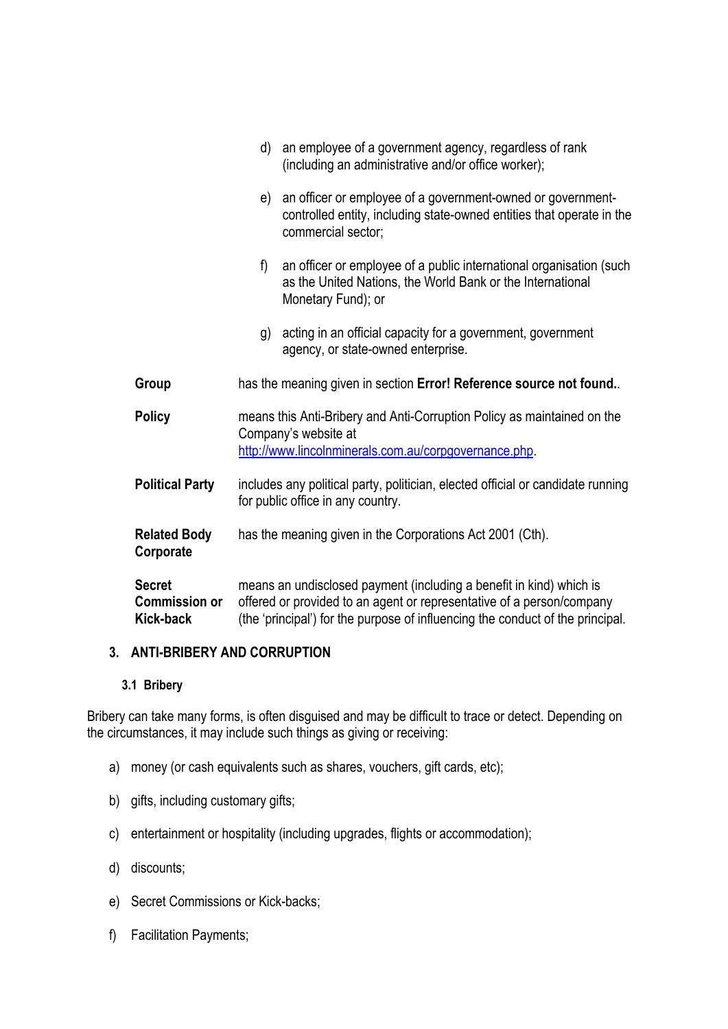d) an employee of a government agency, regardless of rank (including an administrative and/or office worker);

e) an officer or employee of a government-owned or government-controlled entity, including state-owned entities that operate in the commercial sector;

f) an officer or employee of a public international organisation (such as the United Nations, the World Bank or the International Monetary Fund); or

g) acting in an official capacity for a government, government agency, or state-owned enterprise.

| | |
|---|---|
| **Group** | has the meaning given in section **Error! Reference source not found.**. |
| **Policy** | means this Anti-Bribery and Anti-Corruption Policy as maintained on the Company's website at http://www.lincolnminerals.com.au/corpgovernance.php. |
| **Political Party** | includes any political party, politician, elected official or candidate running for public office in any country. |
| **Related Body Corporate** | has the meaning given in the Corporations Act 2001 (Cth). |
| **Secret Commission or Kick-back** | means an undisclosed payment (including a benefit in kind) which is offered or provided to an agent or representative of a person/company (the 'principal') for the purpose of influencing the conduct of the principal. |

## 3. ANTI-BRIBERY AND CORRUPTION

### 3.1 Bribery

Bribery can take many forms, is often disguised and may be difficult to trace or detect. Depending on the circumstances, it may include such things as giving or receiving:

a) money (or cash equivalents such as shares, vouchers, gift cards, etc);

b) gifts, including customary gifts;

c) entertainment or hospitality (including upgrades, flights or accommodation);

d) discounts;

e) Secret Commissions or Kick-backs;

f) Facilitation Payments;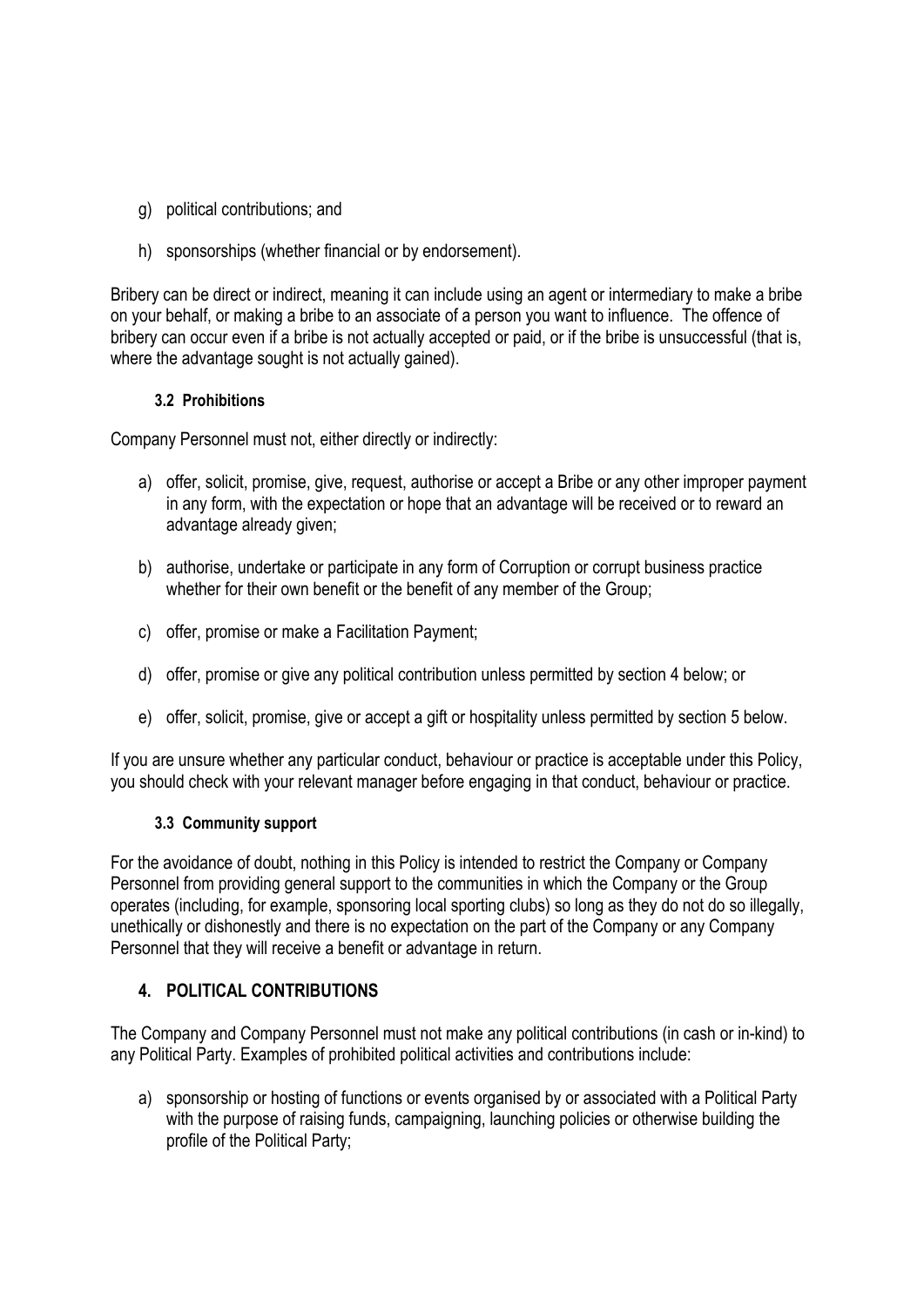g) political contributions; and

h) sponsorships (whether financial or by endorsement).

Bribery can be direct or indirect, meaning it can include using an agent or intermediary to make a bribe on your behalf, or making a bribe to an associate of a person you want to influence. The offence of bribery can occur even if a bribe is not actually accepted or paid, or if the bribe is unsuccessful (that is, where the advantage sought is not actually gained).

### 3.2 Prohibitions

Company Personnel must not, either directly or indirectly:

a) offer, solicit, promise, give, request, authorise or accept a Bribe or any other improper payment in any form, with the expectation or hope that an advantage will be received or to reward an advantage already given;

b) authorise, undertake or participate in any form of Corruption or corrupt business practice whether for their own benefit or the benefit of any member of the Group;

c) offer, promise or make a Facilitation Payment;

d) offer, promise or give any political contribution unless permitted by section 4 below; or

e) offer, solicit, promise, give or accept a gift or hospitality unless permitted by section 5 below.

If you are unsure whether any particular conduct, behaviour or practice is acceptable under this Policy, you should check with your relevant manager before engaging in that conduct, behaviour or practice.

### 3.3 Community support

For the avoidance of doubt, nothing in this Policy is intended to restrict the Company or Company Personnel from providing general support to the communities in which the Company or the Group operates (including, for example, sponsoring local sporting clubs) so long as they do not do so illegally, unethically or dishonestly and there is no expectation on the part of the Company or any Company Personnel that they will receive a benefit or advantage in return.

## 4. POLITICAL CONTRIBUTIONS

The Company and Company Personnel must not make any political contributions (in cash or in-kind) to any Political Party. Examples of prohibited political activities and contributions include:

a) sponsorship or hosting of functions or events organised by or associated with a Political Party with the purpose of raising funds, campaigning, launching policies or otherwise building the profile of the Political Party;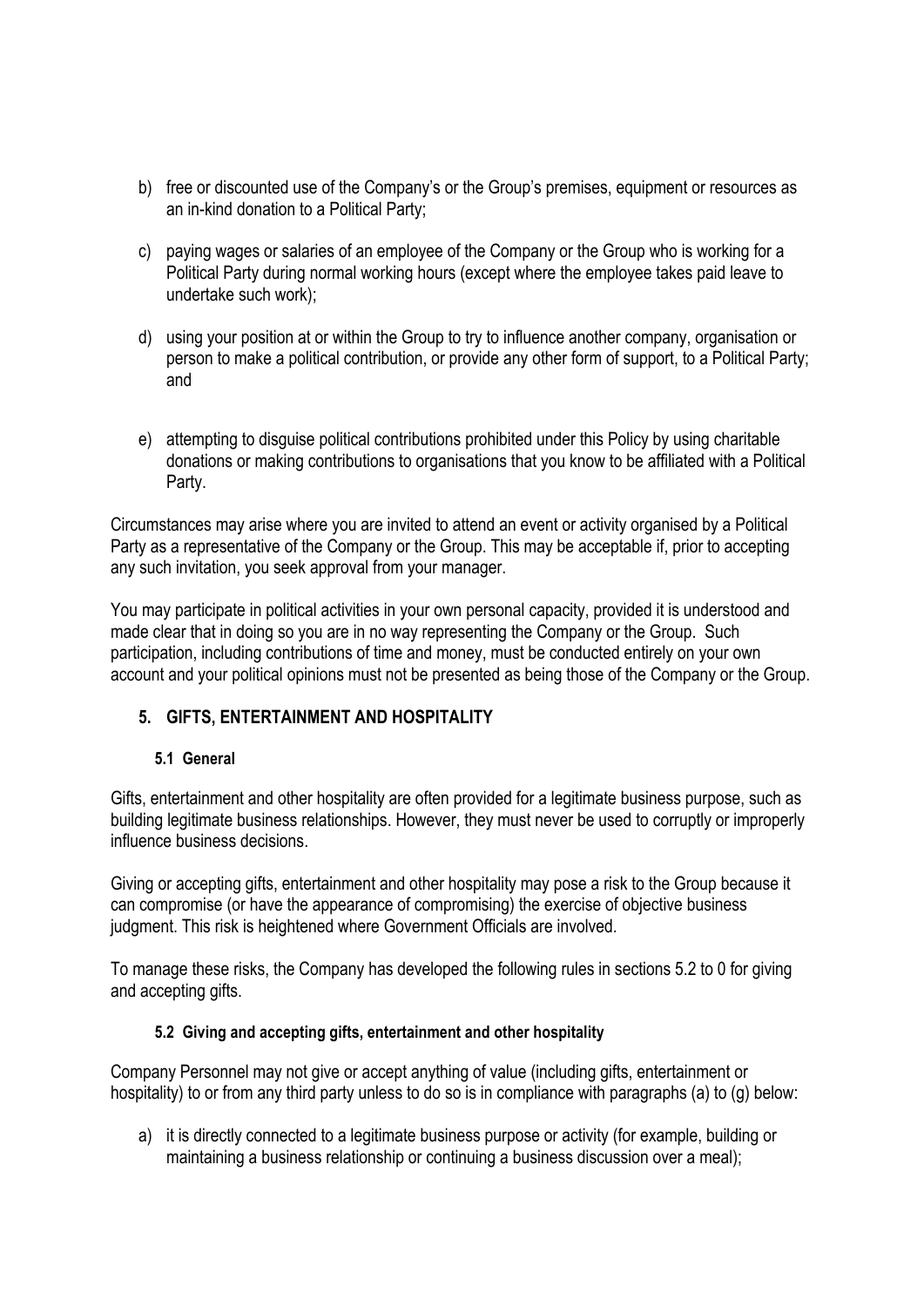b) free or discounted use of the Company's or the Group's premises, equipment or resources as an in-kind donation to a Political Party;

c) paying wages or salaries of an employee of the Company or the Group who is working for a Political Party during normal working hours (except where the employee takes paid leave to undertake such work);

d) using your position at or within the Group to try to influence another company, organisation or person to make a political contribution, or provide any other form of support, to a Political Party; and

e) attempting to disguise political contributions prohibited under this Policy by using charitable donations or making contributions to organisations that you know to be affiliated with a Political Party.

Circumstances may arise where you are invited to attend an event or activity organised by a Political Party as a representative of the Company or the Group. This may be acceptable if, prior to accepting any such invitation, you seek approval from your manager.

You may participate in political activities in your own personal capacity, provided it is understood and made clear that in doing so you are in no way representing the Company or the Group. Such participation, including contributions of time and money, must be conducted entirely on your own account and your political opinions must not be presented as being those of the Company or the Group.

## 5. GIFTS, ENTERTAINMENT AND HOSPITALITY

### 5.1 General

Gifts, entertainment and other hospitality are often provided for a legitimate business purpose, such as building legitimate business relationships. However, they must never be used to corruptly or improperly influence business decisions.

Giving or accepting gifts, entertainment and other hospitality may pose a risk to the Group because it can compromise (or have the appearance of compromising) the exercise of objective business judgment. This risk is heightened where Government Officials are involved.

To manage these risks, the Company has developed the following rules in sections 5.2 to 0 for giving and accepting gifts.

### 5.2 Giving and accepting gifts, entertainment and other hospitality

Company Personnel may not give or accept anything of value (including gifts, entertainment or hospitality) to or from any third party unless to do so is in compliance with paragraphs (a) to (g) below:

a) it is directly connected to a legitimate business purpose or activity (for example, building or maintaining a business relationship or continuing a business discussion over a meal);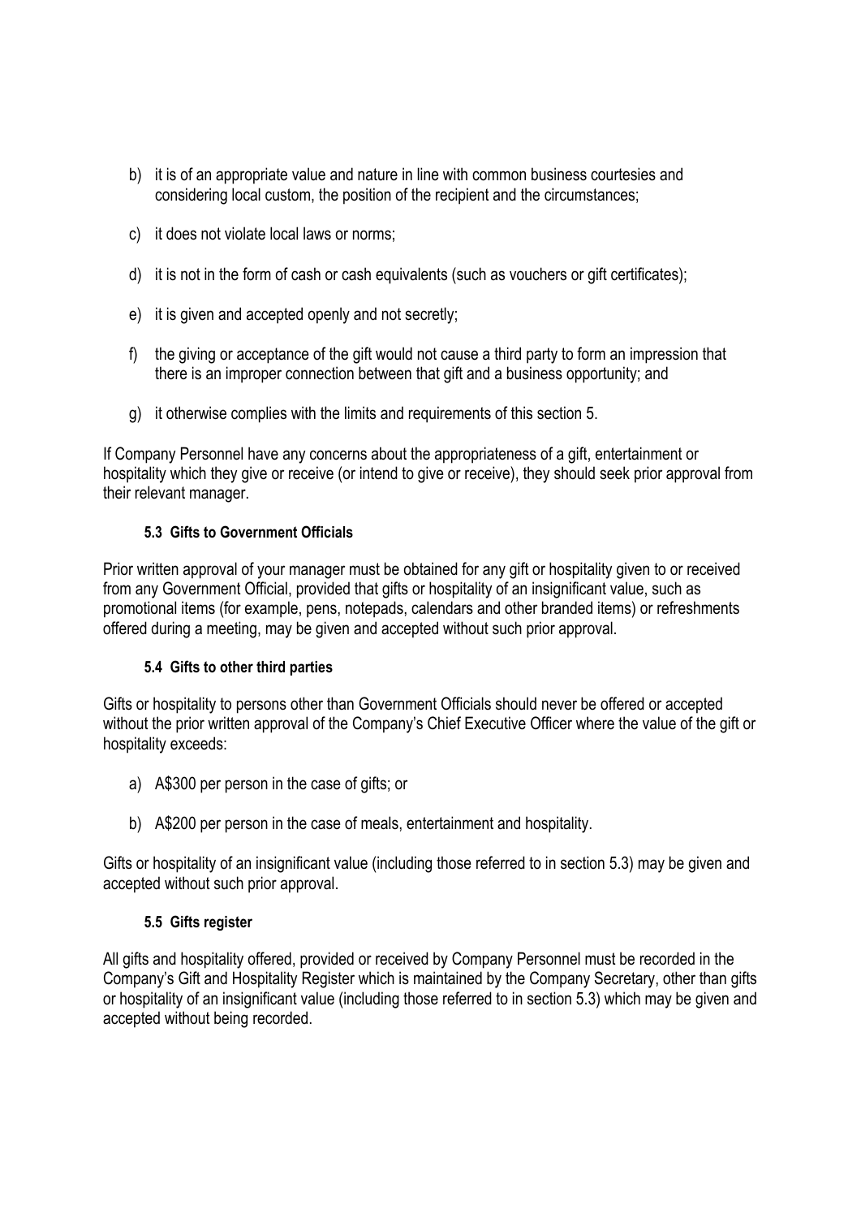b) it is of an appropriate value and nature in line with common business courtesies and considering local custom, the position of the recipient and the circumstances;

c) it does not violate local laws or norms;

d) it is not in the form of cash or cash equivalents (such as vouchers or gift certificates);

e) it is given and accepted openly and not secretly;

f) the giving or acceptance of the gift would not cause a third party to form an impression that there is an improper connection between that gift and a business opportunity; and

g) it otherwise complies with the limits and requirements of this section 5.

If Company Personnel have any concerns about the appropriateness of a gift, entertainment or hospitality which they give or receive (or intend to give or receive), they should seek prior approval from their relevant manager.

### 5.3 Gifts to Government Officials

Prior written approval of your manager must be obtained for any gift or hospitality given to or received from any Government Official, provided that gifts or hospitality of an insignificant value, such as promotional items (for example, pens, notepads, calendars and other branded items) or refreshments offered during a meeting, may be given and accepted without such prior approval.

### 5.4 Gifts to other third parties

Gifts or hospitality to persons other than Government Officials should never be offered or accepted without the prior written approval of the Company's Chief Executive Officer where the value of the gift or hospitality exceeds:

a) A$300 per person in the case of gifts; or

b) A$200 per person in the case of meals, entertainment and hospitality.

Gifts or hospitality of an insignificant value (including those referred to in section 5.3) may be given and accepted without such prior approval.

### 5.5 Gifts register

All gifts and hospitality offered, provided or received by Company Personnel must be recorded in the Company's Gift and Hospitality Register which is maintained by the Company Secretary, other than gifts or hospitality of an insignificant value (including those referred to in section 5.3) which may be given and accepted without being recorded.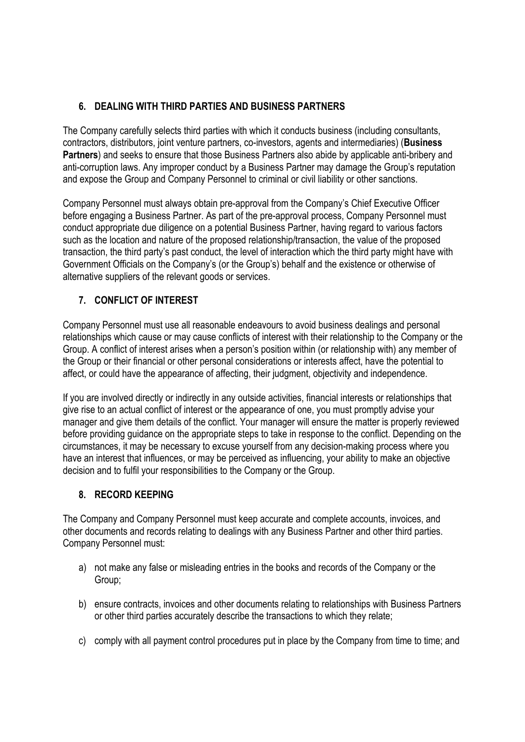## 6. DEALING WITH THIRD PARTIES AND BUSINESS PARTNERS

The Company carefully selects third parties with which it conducts business (including consultants, contractors, distributors, joint venture partners, co-investors, agents and intermediaries) (**Business Partners**) and seeks to ensure that those Business Partners also abide by applicable anti-bribery and anti-corruption laws. Any improper conduct by a Business Partner may damage the Group's reputation and expose the Group and Company Personnel to criminal or civil liability or other sanctions.

Company Personnel must always obtain pre-approval from the Company's Chief Executive Officer before engaging a Business Partner. As part of the pre-approval process, Company Personnel must conduct appropriate due diligence on a potential Business Partner, having regard to various factors such as the location and nature of the proposed relationship/transaction, the value of the proposed transaction, the third party's past conduct, the level of interaction which the third party might have with Government Officials on the Company's (or the Group's) behalf and the existence or otherwise of alternative suppliers of the relevant goods or services.

## 7. CONFLICT OF INTEREST

Company Personnel must use all reasonable endeavours to avoid business dealings and personal relationships which cause or may cause conflicts of interest with their relationship to the Company or the Group. A conflict of interest arises when a person's position within (or relationship with) any member of the Group or their financial or other personal considerations or interests affect, have the potential to affect, or could have the appearance of affecting, their judgment, objectivity and independence.

If you are involved directly or indirectly in any outside activities, financial interests or relationships that give rise to an actual conflict of interest or the appearance of one, you must promptly advise your manager and give them details of the conflict. Your manager will ensure the matter is properly reviewed before providing guidance on the appropriate steps to take in response to the conflict. Depending on the circumstances, it may be necessary to excuse yourself from any decision-making process where you have an interest that influences, or may be perceived as influencing, your ability to make an objective decision and to fulfil your responsibilities to the Company or the Group.

## 8. RECORD KEEPING

The Company and Company Personnel must keep accurate and complete accounts, invoices, and other documents and records relating to dealings with any Business Partner and other third parties. Company Personnel must:

a) not make any false or misleading entries in the books and records of the Company or the Group;

b) ensure contracts, invoices and other documents relating to relationships with Business Partners or other third parties accurately describe the transactions to which they relate;

c) comply with all payment control procedures put in place by the Company from time to time; and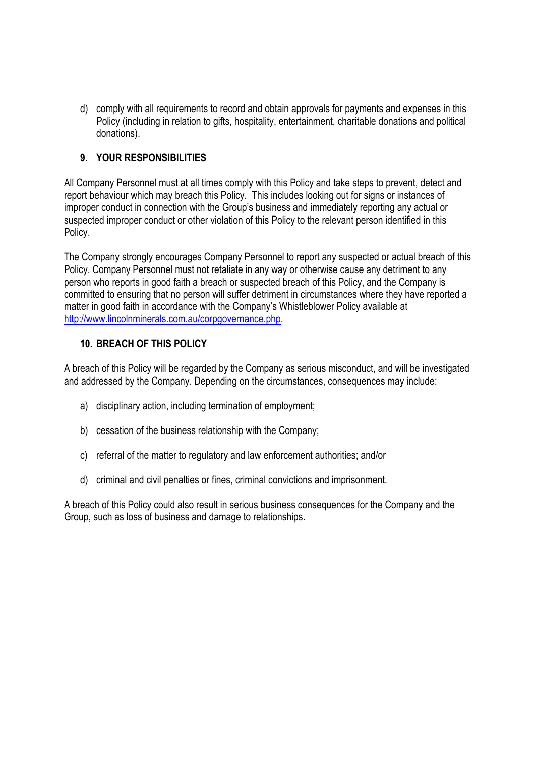d) comply with all requirements to record and obtain approvals for payments and expenses in this Policy (including in relation to gifts, hospitality, entertainment, charitable donations and political donations).

## 9. YOUR RESPONSIBILITIES

All Company Personnel must at all times comply with this Policy and take steps to prevent, detect and report behaviour which may breach this Policy. This includes looking out for signs or instances of improper conduct in connection with the Group's business and immediately reporting any actual or suspected improper conduct or other violation of this Policy to the relevant person identified in this Policy.

The Company strongly encourages Company Personnel to report any suspected or actual breach of this Policy. Company Personnel must not retaliate in any way or otherwise cause any detriment to any person who reports in good faith a breach or suspected breach of this Policy, and the Company is committed to ensuring that no person will suffer detriment in circumstances where they have reported a matter in good faith in accordance with the Company's Whistleblower Policy available at [http://www.lincolnminerals.com.au/corpgovernance.php](http://www.lincolnminerals.com.au/corpgovernance.php).

## 10. BREACH OF THIS POLICY

A breach of this Policy will be regarded by the Company as serious misconduct, and will be investigated and addressed by the Company. Depending on the circumstances, consequences may include:

a) disciplinary action, including termination of employment;

b) cessation of the business relationship with the Company;

c) referral of the matter to regulatory and law enforcement authorities; and/or

d) criminal and civil penalties or fines, criminal convictions and imprisonment.

A breach of this Policy could also result in serious business consequences for the Company and the Group, such as loss of business and damage to relationships.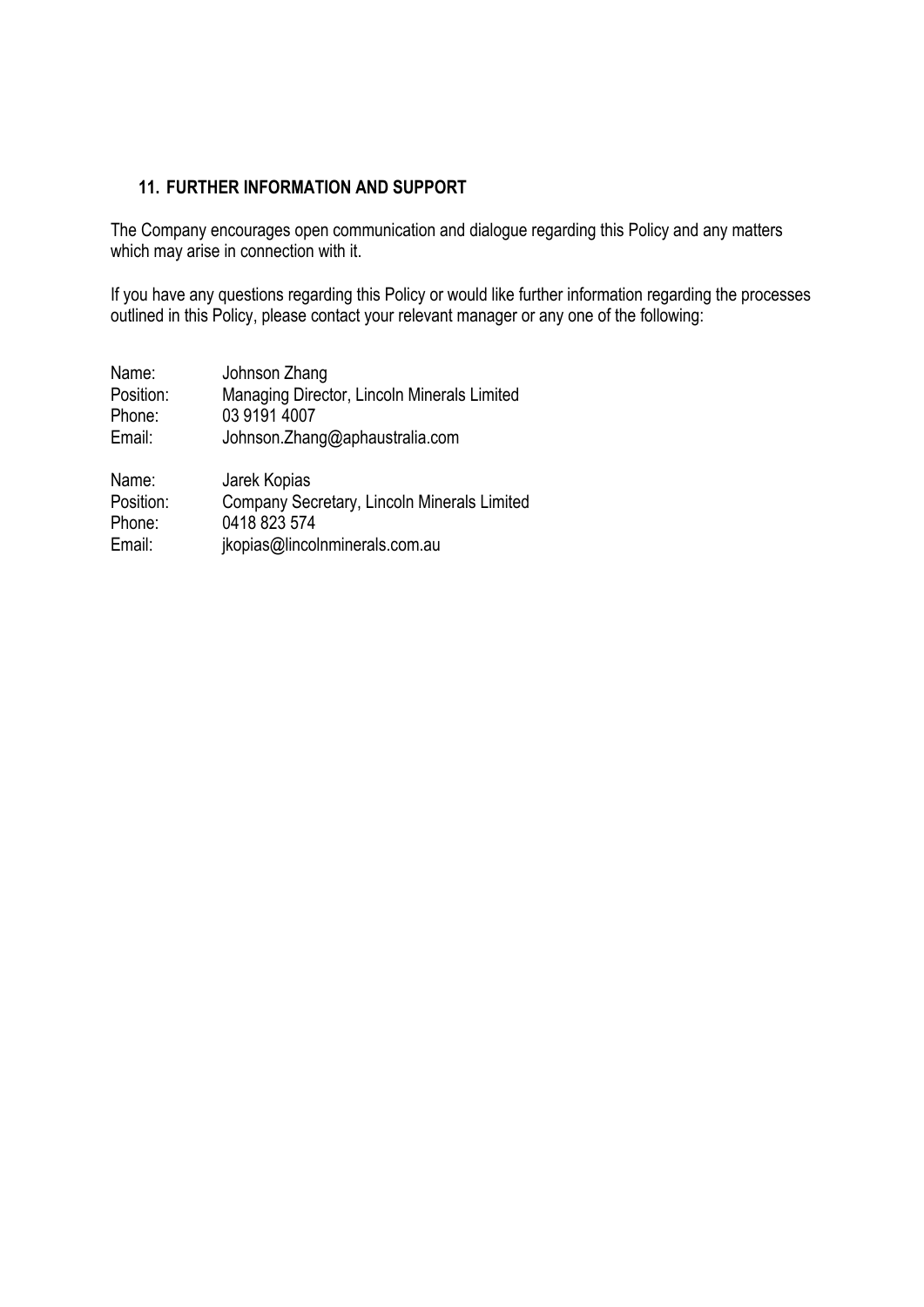## 11. FURTHER INFORMATION AND SUPPORT

The Company encourages open communication and dialogue regarding this Policy and any matters which may arise in connection with it.

If you have any questions regarding this Policy or would like further information regarding the processes outlined in this Policy, please contact your relevant manager or any one of the following:

| | |
|---|---|
| Name: | Johnson Zhang |
| Position: | Managing Director, Lincoln Minerals Limited |
| Phone: | 03 9191 4007 |
| Email: | Johnson.Zhang@aphaustralia.com |

| | |
|---|---|
| Name: | Jarek Kopias |
| Position: | Company Secretary, Lincoln Minerals Limited |
| Phone: | 0418 823 574 |
| Email: | jkopias@lincolnminerals.com.au |